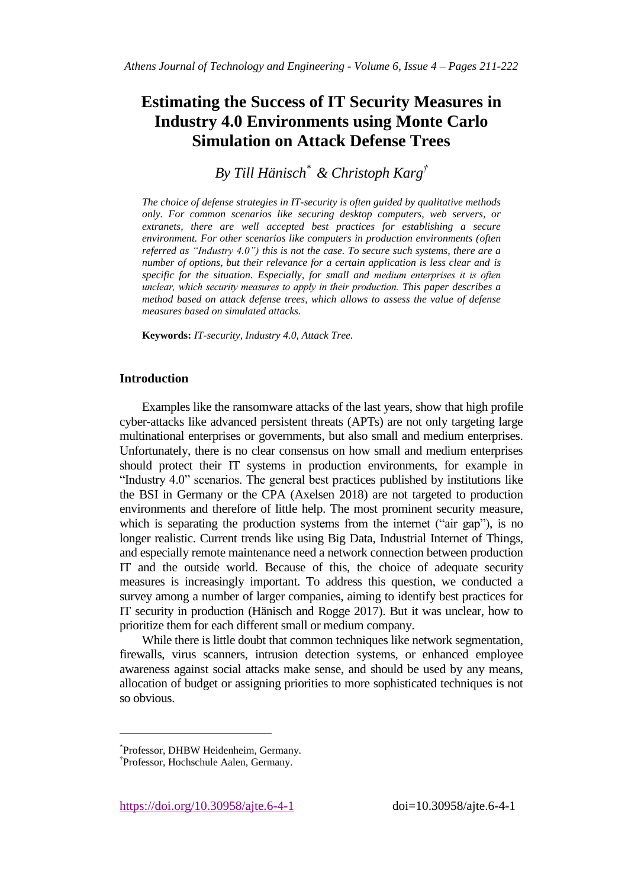# Estimating the Success of IT Security Measures in Industry 4.0 Environments using Monte Carlo Simulation on Attack Defense Trees

*By Till Hänisch[\*] & Christoph Karg[†]*

*The choice of defense strategies in IT-security is often guided by qualitative methods only. For common scenarios like securing desktop computers, web servers, or extranets, there are well accepted best practices for establishing a secure environment. For other scenarios like computers in production environments (often referred as "Industry 4.0") this is not the case. To secure such systems, there are a number of options, but their relevance for a certain application is less clear and is specific for the situation. Especially, for small and medium enterprises it is often unclear, which security measures to apply in their production. This paper describes a method based on attack defense trees, which allows to assess the value of defense measures based on simulated attacks.*

**Keywords:** *IT-security, Industry 4.0, Attack Tree.*

## Introduction

Examples like the ransomware attacks of the last years, show that high profile cyber-attacks like advanced persistent threats (APTs) are not only targeting large multinational enterprises or governments, but also small and medium enterprises. Unfortunately, there is no clear consensus on how small and medium enterprises should protect their IT systems in production environments, for example in "Industry 4.0" scenarios. The general best practices published by institutions like the BSI in Germany or the CPA (Axelsen 2018) are not targeted to production environments and therefore of little help. The most prominent security measure, which is separating the production systems from the internet ("air gap"), is no longer realistic. Current trends like using Big Data, Industrial Internet of Things, and especially remote maintenance need a network connection between production IT and the outside world. Because of this, the choice of adequate security measures is increasingly important. To address this question, we conducted a survey among a number of larger companies, aiming to identify best practices for IT security in production (Hänisch and Rogge 2017). But it was unclear, how to prioritize them for each different small or medium company.

While there is little doubt that common techniques like network segmentation, firewalls, virus scanners, intrusion detection systems, or enhanced employee awareness against social attacks make sense, and should be used by any means, allocation of budget or assigning priorities to more sophisticated techniques is not so obvious.

---

[\*] Professor, DHBW Heidenheim, Germany.

[†] Professor, Hochschule Aalen, Germany.

https://doi.org/10.30958/ajte.6-4-1 doi=10.30958/ajte.6-4-1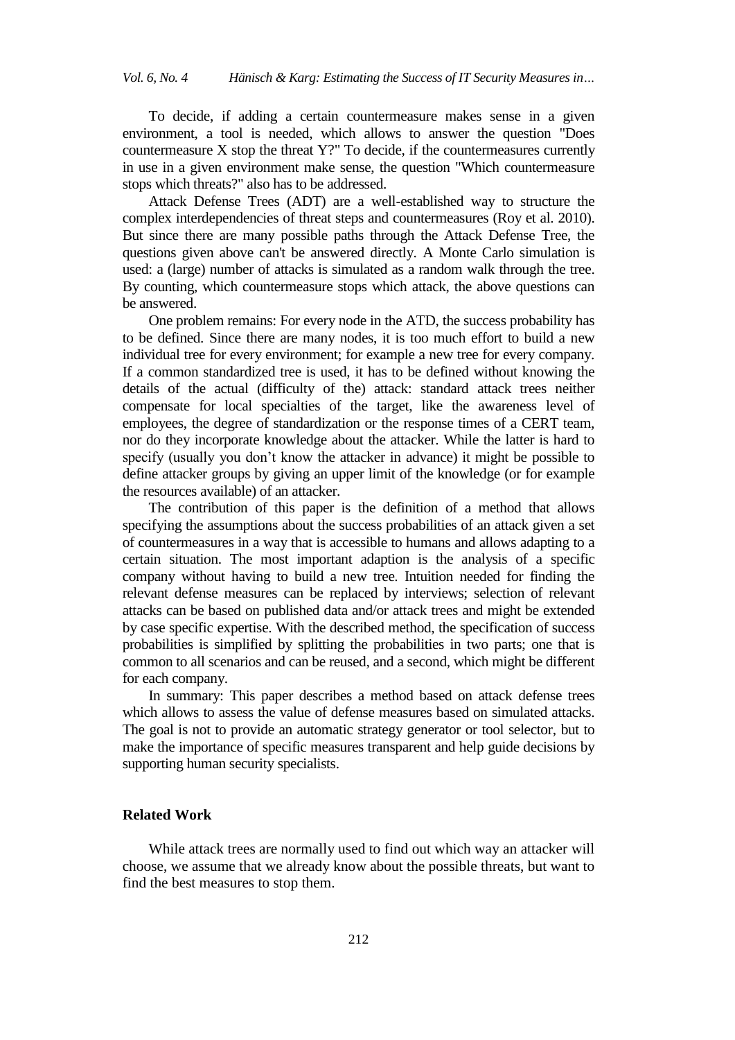To decide, if adding a certain countermeasure makes sense in a given environment, a tool is needed, which allows to answer the question "Does countermeasure X stop the threat Y?" To decide, if the countermeasures currently in use in a given environment make sense, the question "Which countermeasure stops which threats?" also has to be addressed.

Attack Defense Trees (ADT) are a well-established way to structure the complex interdependencies of threat steps and countermeasures (Roy et al. 2010). But since there are many possible paths through the Attack Defense Tree, the questions given above can't be answered directly. A Monte Carlo simulation is used: a (large) number of attacks is simulated as a random walk through the tree. By counting, which countermeasure stops which attack, the above questions can be answered.

One problem remains: For every node in the ATD, the success probability has to be defined. Since there are many nodes, it is too much effort to build a new individual tree for every environment; for example a new tree for every company. If a common standardized tree is used, it has to be defined without knowing the details of the actual (difficulty of the) attack: standard attack trees neither compensate for local specialties of the target, like the awareness level of employees, the degree of standardization or the response times of a CERT team, nor do they incorporate knowledge about the attacker. While the latter is hard to specify (usually you don't know the attacker in advance) it might be possible to define attacker groups by giving an upper limit of the knowledge (or for example the resources available) of an attacker.

The contribution of this paper is the definition of a method that allows specifying the assumptions about the success probabilities of an attack given a set of countermeasures in a way that is accessible to humans and allows adapting to a certain situation. The most important adaption is the analysis of a specific company without having to build a new tree. Intuition needed for finding the relevant defense measures can be replaced by interviews; selection of relevant attacks can be based on published data and/or attack trees and might be extended by case specific expertise. With the described method, the specification of success probabilities is simplified by splitting the probabilities in two parts; one that is common to all scenarios and can be reused, and a second, which might be different for each company.

In summary: This paper describes a method based on attack defense trees which allows to assess the value of defense measures based on simulated attacks. The goal is not to provide an automatic strategy generator or tool selector, but to make the importance of specific measures transparent and help guide decisions by supporting human security specialists.

## Related Work

While attack trees are normally used to find out which way an attacker will choose, we assume that we already know about the possible threats, but want to find the best measures to stop them.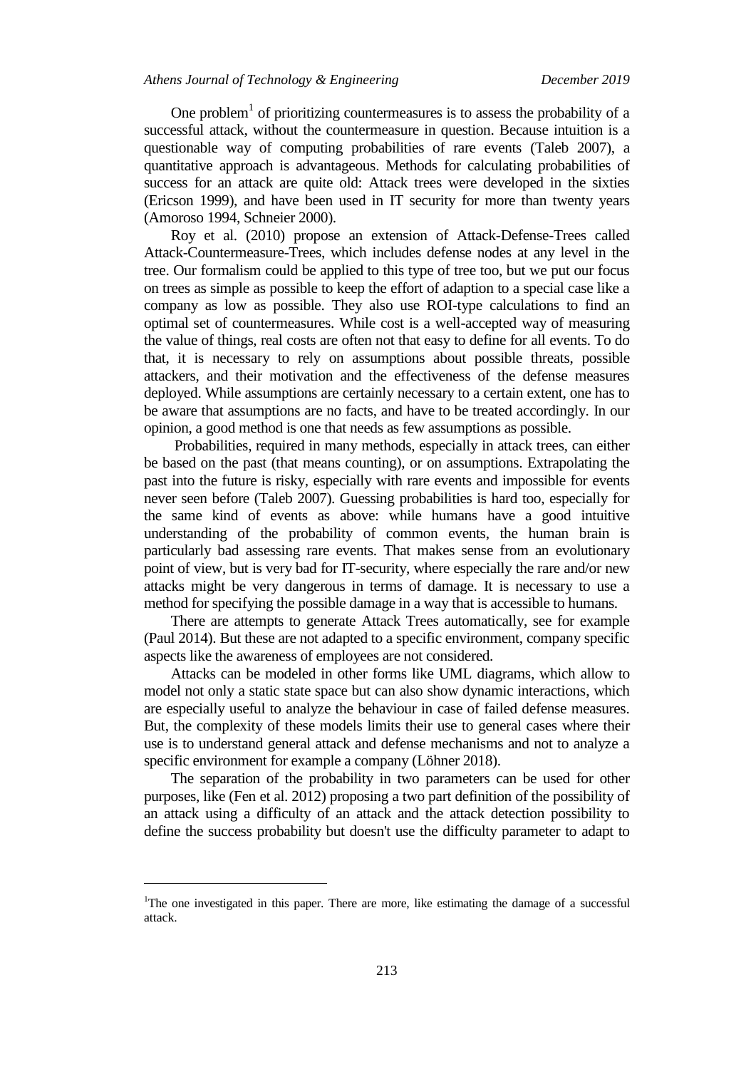One problem[1] of prioritizing countermeasures is to assess the probability of a successful attack, without the countermeasure in question. Because intuition is a questionable way of computing probabilities of rare events (Taleb 2007), a quantitative approach is advantageous. Methods for calculating probabilities of success for an attack are quite old: Attack trees were developed in the sixties (Ericson 1999), and have been used in IT security for more than twenty years (Amoroso 1994, Schneier 2000).

Roy et al. (2010) propose an extension of Attack-Defense-Trees called Attack-Countermeasure-Trees, which includes defense nodes at any level in the tree. Our formalism could be applied to this type of tree too, but we put our focus on trees as simple as possible to keep the effort of adaption to a special case like a company as low as possible. They also use ROI-type calculations to find an optimal set of countermeasures. While cost is a well-accepted way of measuring the value of things, real costs are often not that easy to define for all events. To do that, it is necessary to rely on assumptions about possible threats, possible attackers, and their motivation and the effectiveness of the defense measures deployed. While assumptions are certainly necessary to a certain extent, one has to be aware that assumptions are no facts, and have to be treated accordingly. In our opinion, a good method is one that needs as few assumptions as possible.

Probabilities, required in many methods, especially in attack trees, can either be based on the past (that means counting), or on assumptions. Extrapolating the past into the future is risky, especially with rare events and impossible for events never seen before (Taleb 2007). Guessing probabilities is hard too, especially for the same kind of events as above: while humans have a good intuitive understanding of the probability of common events, the human brain is particularly bad assessing rare events. That makes sense from an evolutionary point of view, but is very bad for IT-security, where especially the rare and/or new attacks might be very dangerous in terms of damage. It is necessary to use a method for specifying the possible damage in a way that is accessible to humans.

There are attempts to generate Attack Trees automatically, see for example (Paul 2014). But these are not adapted to a specific environment, company specific aspects like the awareness of employees are not considered.

Attacks can be modeled in other forms like UML diagrams, which allow to model not only a static state space but can also show dynamic interactions, which are especially useful to analyze the behaviour in case of failed defense measures. But, the complexity of these models limits their use to general cases where their use is to understand general attack and defense mechanisms and not to analyze a specific environment for example a company (Löhner 2018).

The separation of the probability in two parameters can be used for other purposes, like (Fen et al. 2012) proposing a two part definition of the possibility of an attack using a difficulty of an attack and the attack detection possibility to define the success probability but doesn't use the difficulty parameter to adapt to

---

[1] The one investigated in this paper. There are more, like estimating the damage of a successful attack.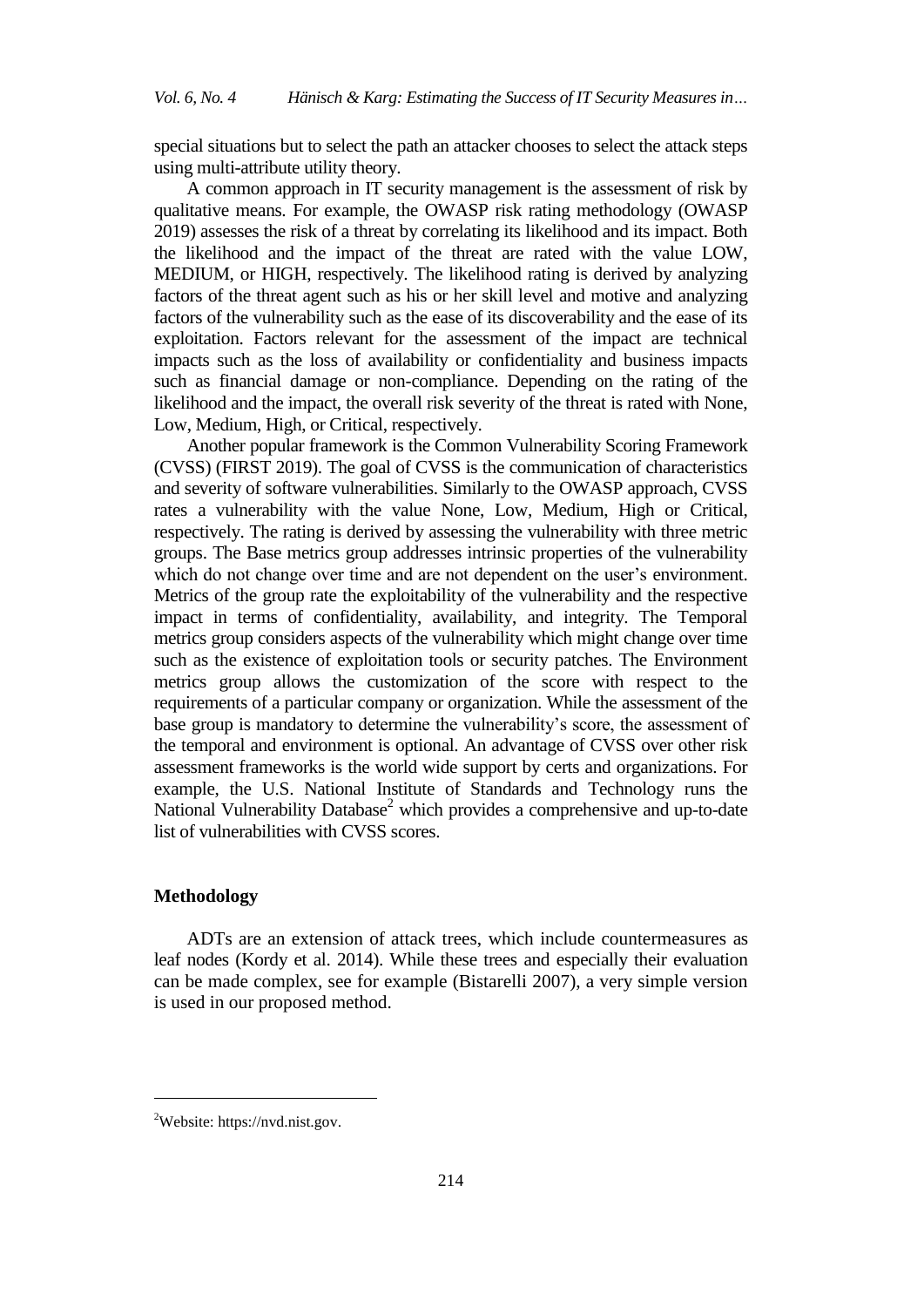special situations but to select the path an attacker chooses to select the attack steps using multi-attribute utility theory.

A common approach in IT security management is the assessment of risk by qualitative means. For example, the OWASP risk rating methodology (OWASP 2019) assesses the risk of a threat by correlating its likelihood and its impact. Both the likelihood and the impact of the threat are rated with the value LOW, MEDIUM, or HIGH, respectively. The likelihood rating is derived by analyzing factors of the threat agent such as his or her skill level and motive and analyzing factors of the vulnerability such as the ease of its discoverability and the ease of its exploitation. Factors relevant for the assessment of the impact are technical impacts such as the loss of availability or confidentiality and business impacts such as financial damage or non-compliance. Depending on the rating of the likelihood and the impact, the overall risk severity of the threat is rated with None, Low, Medium, High, or Critical, respectively.

Another popular framework is the Common Vulnerability Scoring Framework (CVSS) (FIRST 2019). The goal of CVSS is the communication of characteristics and severity of software vulnerabilities. Similarly to the OWASP approach, CVSS rates a vulnerability with the value None, Low, Medium, High or Critical, respectively. The rating is derived by assessing the vulnerability with three metric groups. The Base metrics group addresses intrinsic properties of the vulnerability which do not change over time and are not dependent on the user's environment. Metrics of the group rate the exploitability of the vulnerability and the respective impact in terms of confidentiality, availability, and integrity. The Temporal metrics group considers aspects of the vulnerability which might change over time such as the existence of exploitation tools or security patches. The Environment metrics group allows the customization of the score with respect to the requirements of a particular company or organization. While the assessment of the base group is mandatory to determine the vulnerability's score, the assessment of the temporal and environment is optional. An advantage of CVSS over other risk assessment frameworks is the world wide support by certs and organizations. For example, the U.S. National Institute of Standards and Technology runs the National Vulnerability Database[2] which provides a comprehensive and up-to-date list of vulnerabilities with CVSS scores.

## Methodology

ADTs are an extension of attack trees, which include countermeasures as leaf nodes (Kordy et al. 2014). While these trees and especially their evaluation can be made complex, see for example (Bistarelli 2007), a very simple version is used in our proposed method.

[2] Website: https://nvd.nist.gov.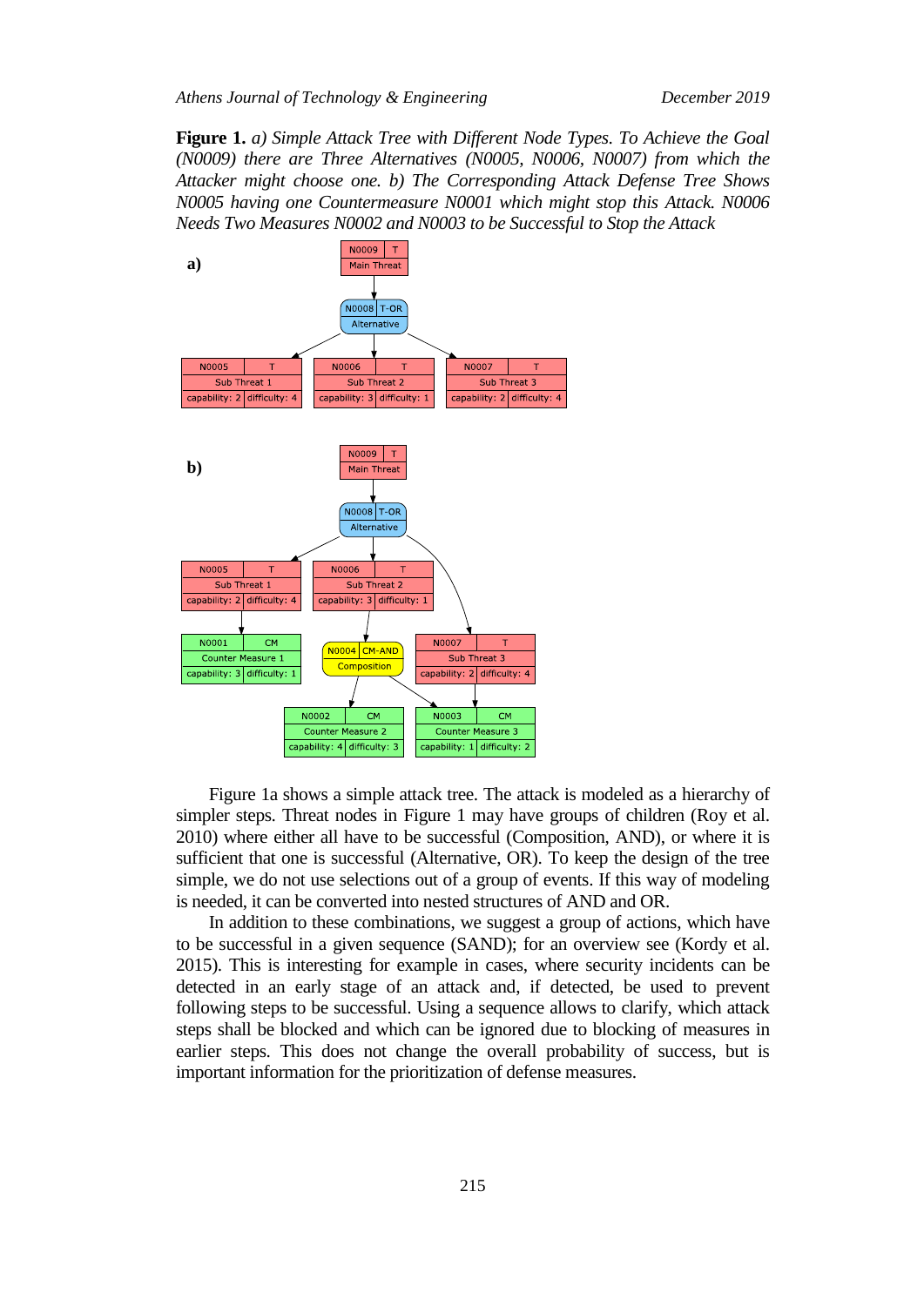**Figure 1.** *a) Simple Attack Tree with Different Node Types. To Achieve the Goal (N0009) there are Three Alternatives (N0005, N0006, N0007) from which the Attacker might choose one. b) The Corresponding Attack Defense Tree Shows N0005 having one Countermeasure N0001 which might stop this Attack. N0006 Needs Two Measures N0002 and N0003 to be Successful to Stop the Attack*

Figure 1a shows a simple attack tree. The attack is modeled as a hierarchy of simpler steps. Threat nodes in Figure 1 may have groups of children (Roy et al. 2010) where either all have to be successful (Composition, AND), or where it is sufficient that one is successful (Alternative, OR). To keep the design of the tree simple, we do not use selections out of a group of events. If this way of modeling is needed, it can be converted into nested structures of AND and OR.

In addition to these combinations, we suggest a group of actions, which have to be successful in a given sequence (SAND); for an overview see (Kordy et al. 2015). This is interesting for example in cases, where security incidents can be detected in an early stage of an attack and, if detected, be used to prevent following steps to be successful. Using a sequence allows to clarify, which attack steps shall be blocked and which can be ignored due to blocking of measures in earlier steps. This does not change the overall probability of success, but is important information for the prioritization of defense measures.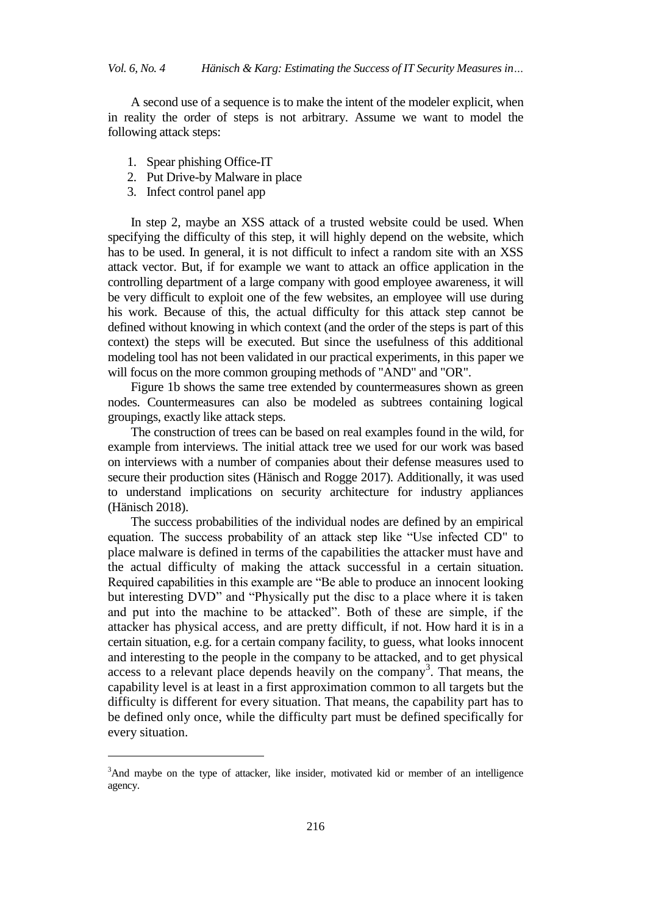A second use of a sequence is to make the intent of the modeler explicit, when in reality the order of steps is not arbitrary. Assume we want to model the following attack steps:

1. Spear phishing Office-IT
2. Put Drive-by Malware in place
3. Infect control panel app

In step 2, maybe an XSS attack of a trusted website could be used. When specifying the difficulty of this step, it will highly depend on the website, which has to be used. In general, it is not difficult to infect a random site with an XSS attack vector. But, if for example we want to attack an office application in the controlling department of a large company with good employee awareness, it will be very difficult to exploit one of the few websites, an employee will use during his work. Because of this, the actual difficulty for this attack step cannot be defined without knowing in which context (and the order of the steps is part of this context) the steps will be executed. But since the usefulness of this additional modeling tool has not been validated in our practical experiments, in this paper we will focus on the more common grouping methods of "AND" and "OR".

Figure 1b shows the same tree extended by countermeasures shown as green nodes. Countermeasures can also be modeled as subtrees containing logical groupings, exactly like attack steps.

The construction of trees can be based on real examples found in the wild, for example from interviews. The initial attack tree we used for our work was based on interviews with a number of companies about their defense measures used to secure their production sites (Hänisch and Rogge 2017). Additionally, it was used to understand implications on security architecture for industry appliances (Hänisch 2018).

The success probabilities of the individual nodes are defined by an empirical equation. The success probability of an attack step like "Use infected CD" to place malware is defined in terms of the capabilities the attacker must have and the actual difficulty of making the attack successful in a certain situation. Required capabilities in this example are "Be able to produce an innocent looking but interesting DVD" and "Physically put the disc to a place where it is taken and put into the machine to be attacked". Both of these are simple, if the attacker has physical access, and are pretty difficult, if not. How hard it is in a certain situation, e.g. for a certain company facility, to guess, what looks innocent and interesting to the people in the company to be attacked, and to get physical access to a relevant place depends heavily on the company[3]. That means, the capability level is at least in a first approximation common to all targets but the difficulty is different for every situation. That means, the capability part has to be defined only once, while the difficulty part must be defined specifically for every situation.

[3] And maybe on the type of attacker, like insider, motivated kid or member of an intelligence agency.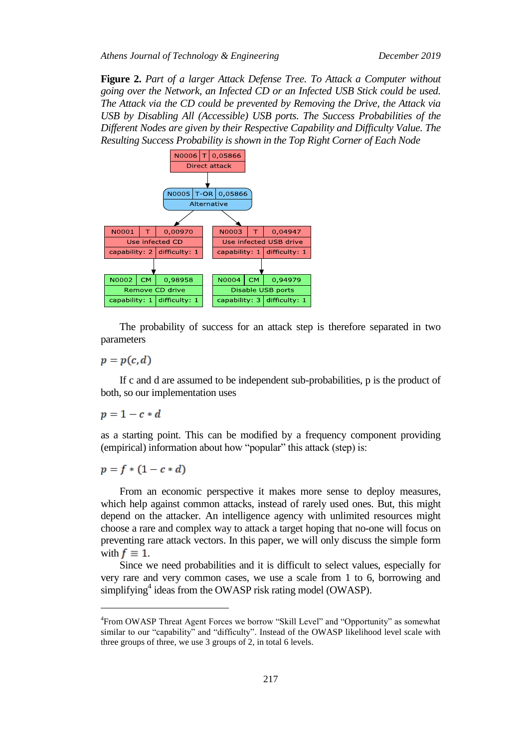**Figure 2.** *Part of a larger Attack Defense Tree. To Attack a Computer without going over the Network, an Infected CD or an Infected USB Stick could be used. The Attack via the CD could be prevented by Removing the Drive, the Attack via USB by Disabling All (Accessible) USB ports. The Success Probabilities of the Different Nodes are given by their Respective Capability and Difficulty Value. The Resulting Success Probability is shown in the Top Right Corner of Each Node*

The probability of success for an attack step is therefore separated in two parameters

$$p = p(c, d)$$

If c and d are assumed to be independent sub-probabilities, p is the product of both, so our implementation uses

$$p = 1 - c * d$$

as a starting point. This can be modified by a frequency component providing (empirical) information about how "popular" this attack (step) is:

$$p = f * (1 - c * d)$$

From an economic perspective it makes more sense to deploy measures, which help against common attacks, instead of rarely used ones. But, this might depend on the attacker. An intelligence agency with unlimited resources might choose a rare and complex way to attack a target hoping that no-one will focus on preventing rare attack vectors. In this paper, we will only discuss the simple form with $f \equiv 1$.

Since we need probabilities and it is difficult to select values, especially for very rare and very common cases, we use a scale from 1 to 6, borrowing and simplifying[4] ideas from the OWASP risk rating model (OWASP).

---

[4]From OWASP Threat Agent Forces we borrow "Skill Level" and "Opportunity" as somewhat similar to our "capability" and "difficulty". Instead of the OWASP likelihood level scale with three groups of three, we use 3 groups of 2, in total 6 levels.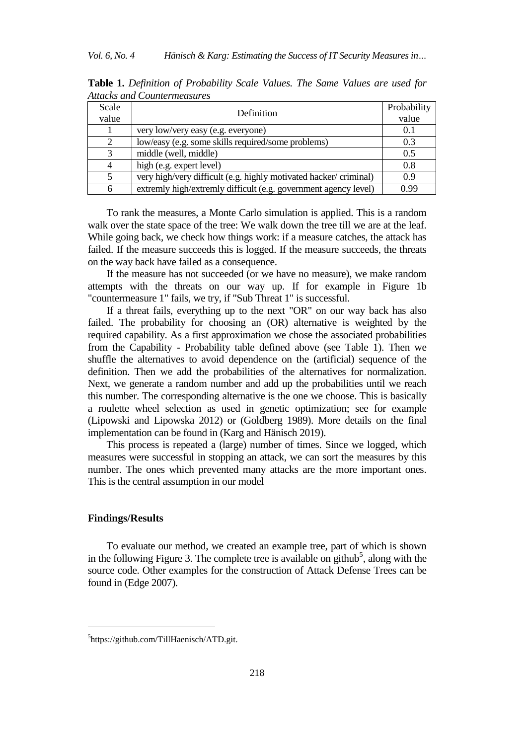**Table 1.** *Definition of Probability Scale Values. The Same Values are used for Attacks and Countermeasures*

| Scale value | Definition | Probability value |
|---|---|---|
| 1 | very low/very easy (e.g. everyone) | 0.1 |
| 2 | low/easy (e.g. some skills required/some problems) | 0.3 |
| 3 | middle (well, middle) | 0.5 |
| 4 | high (e.g. expert level) | 0.8 |
| 5 | very high/very difficult (e.g. highly motivated hacker/ criminal) | 0.9 |
| 6 | extremly high/extremly difficult (e.g. government agency level) | 0.99 |

To rank the measures, a Monte Carlo simulation is applied. This is a random walk over the state space of the tree: We walk down the tree till we are at the leaf. While going back, we check how things work: if a measure catches, the attack has failed. If the measure succeeds this is logged. If the measure succeeds, the threats on the way back have failed as a consequence.

If the measure has not succeeded (or we have no measure), we make random attempts with the threats on our way up. If for example in Figure 1b "countermeasure 1" fails, we try, if "Sub Threat 1" is successful.

If a threat fails, everything up to the next "OR" on our way back has also failed. The probability for choosing an (OR) alternative is weighted by the required capability. As a first approximation we chose the associated probabilities from the Capability - Probability table defined above (see Table 1). Then we shuffle the alternatives to avoid dependence on the (artificial) sequence of the definition. Then we add the probabilities of the alternatives for normalization. Next, we generate a random number and add up the probabilities until we reach this number. The corresponding alternative is the one we choose. This is basically a roulette wheel selection as used in genetic optimization; see for example (Lipowski and Lipowska 2012) or (Goldberg 1989). More details on the final implementation can be found in (Karg and Hänisch 2019).

This process is repeated a (large) number of times. Since we logged, which measures were successful in stopping an attack, we can sort the measures by this number. The ones which prevented many attacks are the more important ones. This is the central assumption in our model

## Findings/Results

To evaluate our method, we created an example tree, part of which is shown in the following Figure 3. The complete tree is available on github[5], along with the source code. Other examples for the construction of Attack Defense Trees can be found in (Edge 2007).

[5]https://github.com/TillHaenisch/ATD.git.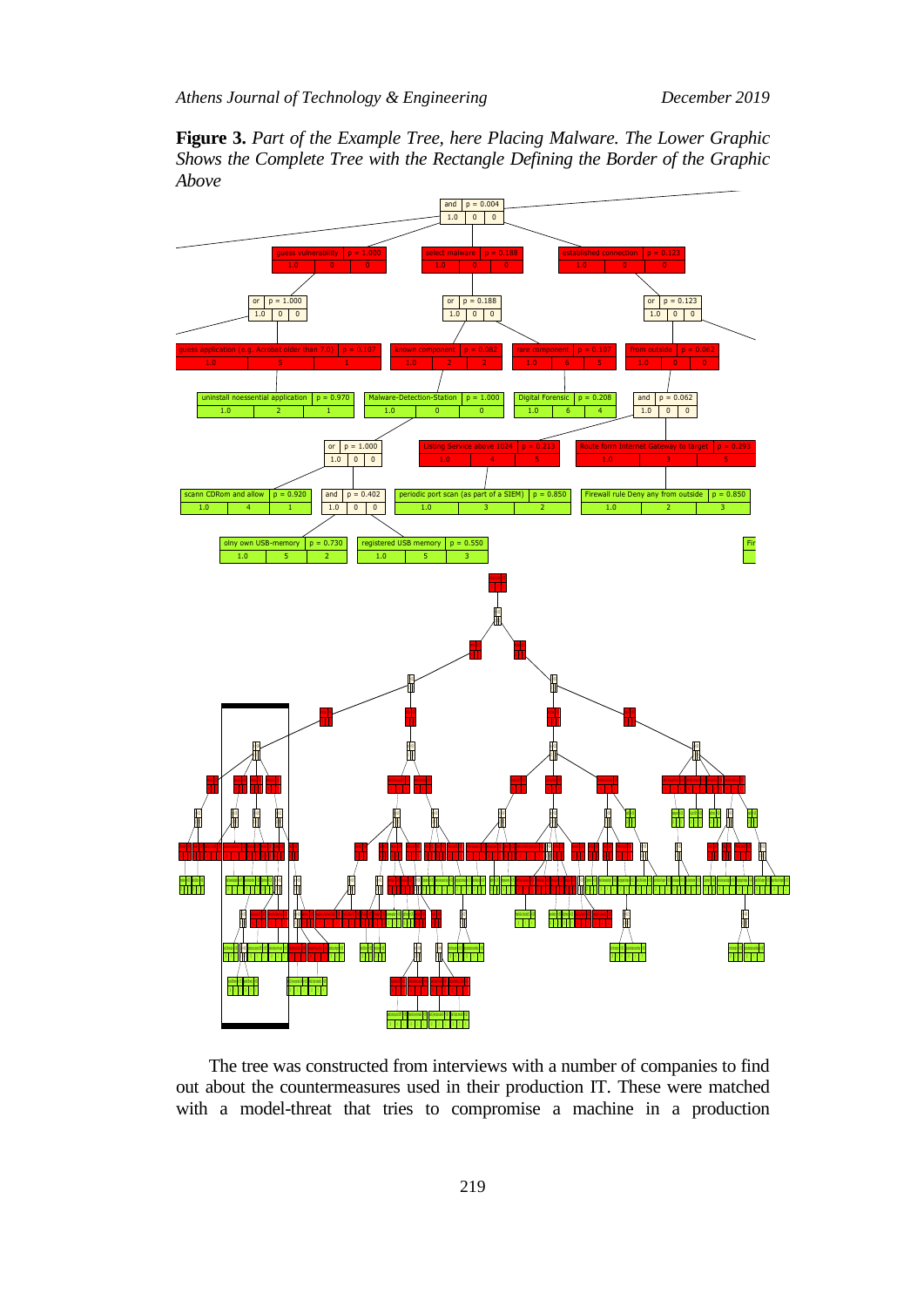**Figure 3.** *Part of the Example Tree, here Placing Malware. The Lower Graphic Shows the Complete Tree with the Rectangle Defining the Border of the Graphic Above*

The tree was constructed from interviews with a number of companies to find out about the countermeasures used in their production IT. These were matched with a model-threat that tries to compromise a machine in a production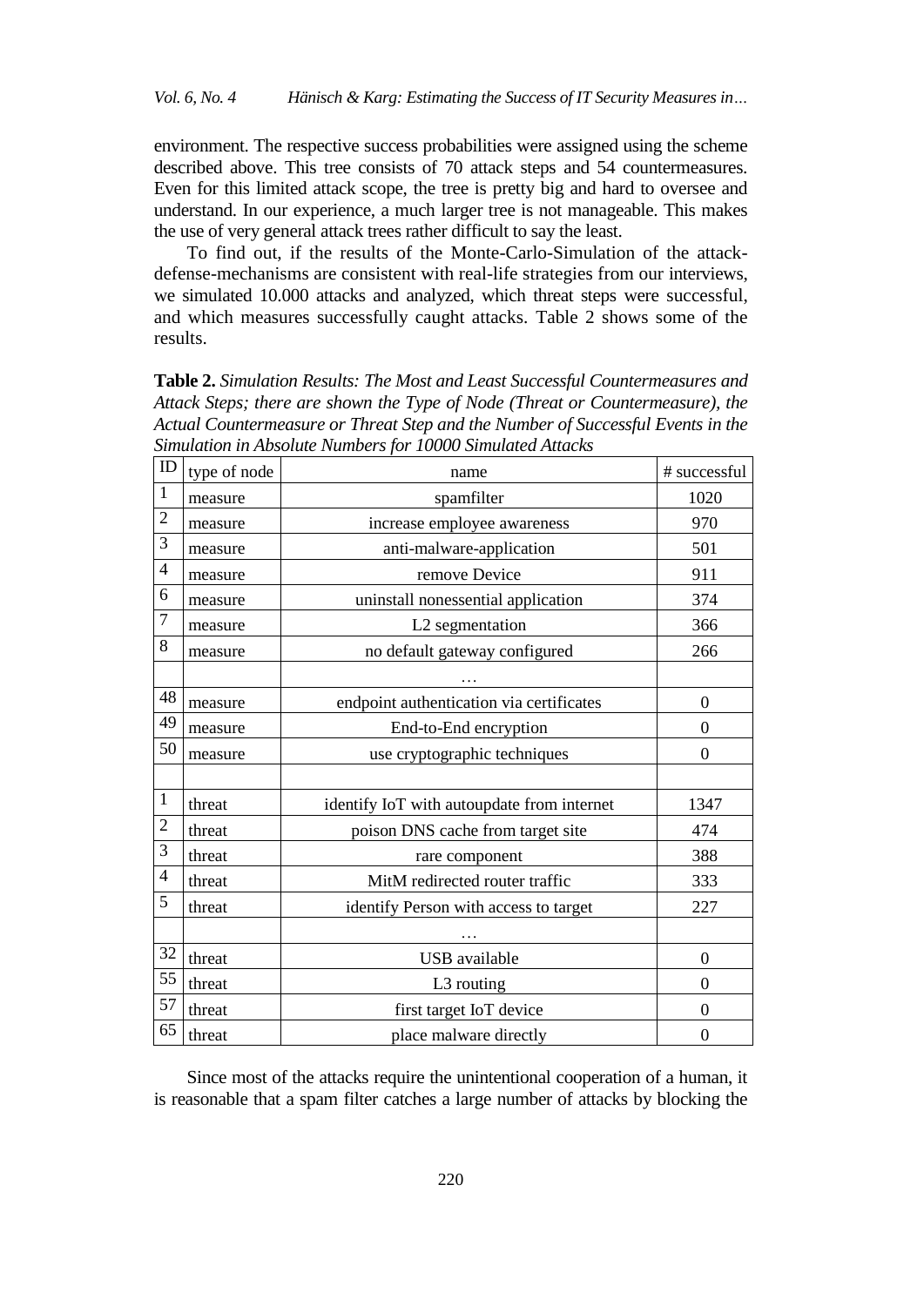environment. The respective success probabilities were assigned using the scheme described above. This tree consists of 70 attack steps and 54 countermeasures. Even for this limited attack scope, the tree is pretty big and hard to oversee and understand. In our experience, a much larger tree is not manageable. This makes the use of very general attack trees rather difficult to say the least.

To find out, if the results of the Monte-Carlo-Simulation of the attack-defense-mechanisms are consistent with real-life strategies from our interviews, we simulated 10.000 attacks and analyzed, which threat steps were successful, and which measures successfully caught attacks. Table 2 shows some of the results.

**Table 2.** *Simulation Results: The Most and Least Successful Countermeasures and Attack Steps; there are shown the Type of Node (Threat or Countermeasure), the Actual Countermeasure or Threat Step and the Number of Successful Events in the Simulation in Absolute Numbers for 10000 Simulated Attacks*

| ID | type of node | name | # successful |
|---|---|---|---|
| 1 | measure | spamfilter | 1020 |
| 2 | measure | increase employee awareness | 970 |
| 3 | measure | anti-malware-application | 501 |
| 4 | measure | remove Device | 911 |
| 6 | measure | uninstall nonessential application | 374 |
| 7 | measure | L2 segmentation | 366 |
| 8 | measure | no default gateway configured | 266 |
| | | … | |
| 48 | measure | endpoint authentication via certificates | 0 |
| 49 | measure | End-to-End encryption | 0 |
| 50 | measure | use cryptographic techniques | 0 |
| | | | |
| 1 | threat | identify IoT with autoupdate from internet | 1347 |
| 2 | threat | poison DNS cache from target site | 474 |
| 3 | threat | rare component | 388 |
| 4 | threat | MitM redirected router traffic | 333 |
| 5 | threat | identify Person with access to target | 227 |
| | | … | |
| 32 | threat | USB available | 0 |
| 55 | threat | L3 routing | 0 |
| 57 | threat | first target IoT device | 0 |
| 65 | threat | place malware directly | 0 |

Since most of the attacks require the unintentional cooperation of a human, it is reasonable that a spam filter catches a large number of attacks by blocking the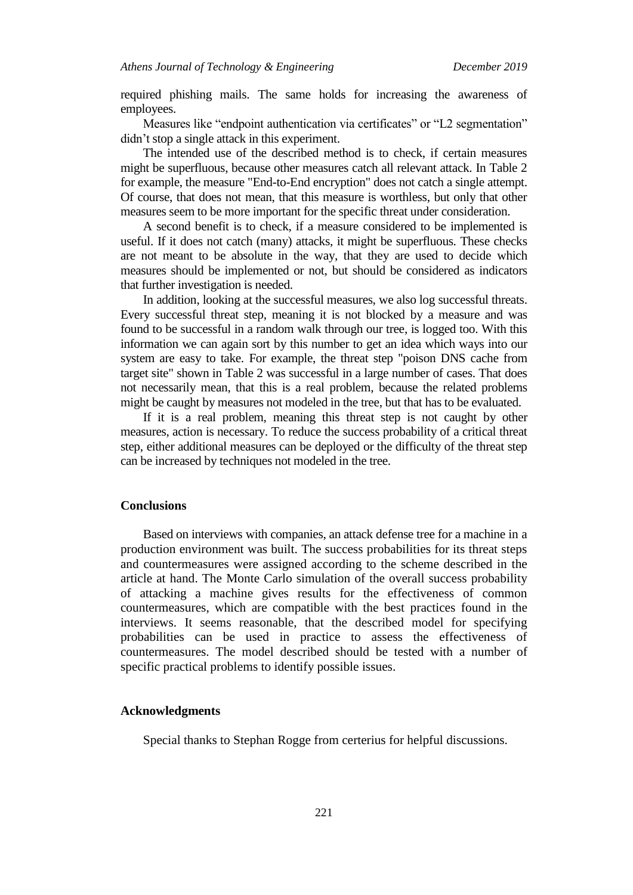required phishing mails. The same holds for increasing the awareness of employees.

Measures like “endpoint authentication via certificates” or “L2 segmentation” didn’t stop a single attack in this experiment.

The intended use of the described method is to check, if certain measures might be superfluous, because other measures catch all relevant attack. In Table 2 for example, the measure "End-to-End encryption" does not catch a single attempt. Of course, that does not mean, that this measure is worthless, but only that other measures seem to be more important for the specific threat under consideration.

A second benefit is to check, if a measure considered to be implemented is useful. If it does not catch (many) attacks, it might be superfluous. These checks are not meant to be absolute in the way, that they are used to decide which measures should be implemented or not, but should be considered as indicators that further investigation is needed.

In addition, looking at the successful measures, we also log successful threats. Every successful threat step, meaning it is not blocked by a measure and was found to be successful in a random walk through our tree, is logged too. With this information we can again sort by this number to get an idea which ways into our system are easy to take. For example, the threat step "poison DNS cache from target site" shown in Table 2 was successful in a large number of cases. That does not necessarily mean, that this is a real problem, because the related problems might be caught by measures not modeled in the tree, but that has to be evaluated.

If it is a real problem, meaning this threat step is not caught by other measures, action is necessary. To reduce the success probability of a critical threat step, either additional measures can be deployed or the difficulty of the threat step can be increased by techniques not modeled in the tree.

## Conclusions

Based on interviews with companies, an attack defense tree for a machine in a production environment was built. The success probabilities for its threat steps and countermeasures were assigned according to the scheme described in the article at hand. The Monte Carlo simulation of the overall success probability of attacking a machine gives results for the effectiveness of common countermeasures, which are compatible with the best practices found in the interviews. It seems reasonable, that the described model for specifying probabilities can be used in practice to assess the effectiveness of countermeasures. The model described should be tested with a number of specific practical problems to identify possible issues.

## Acknowledgments

Special thanks to Stephan Rogge from certerius for helpful discussions.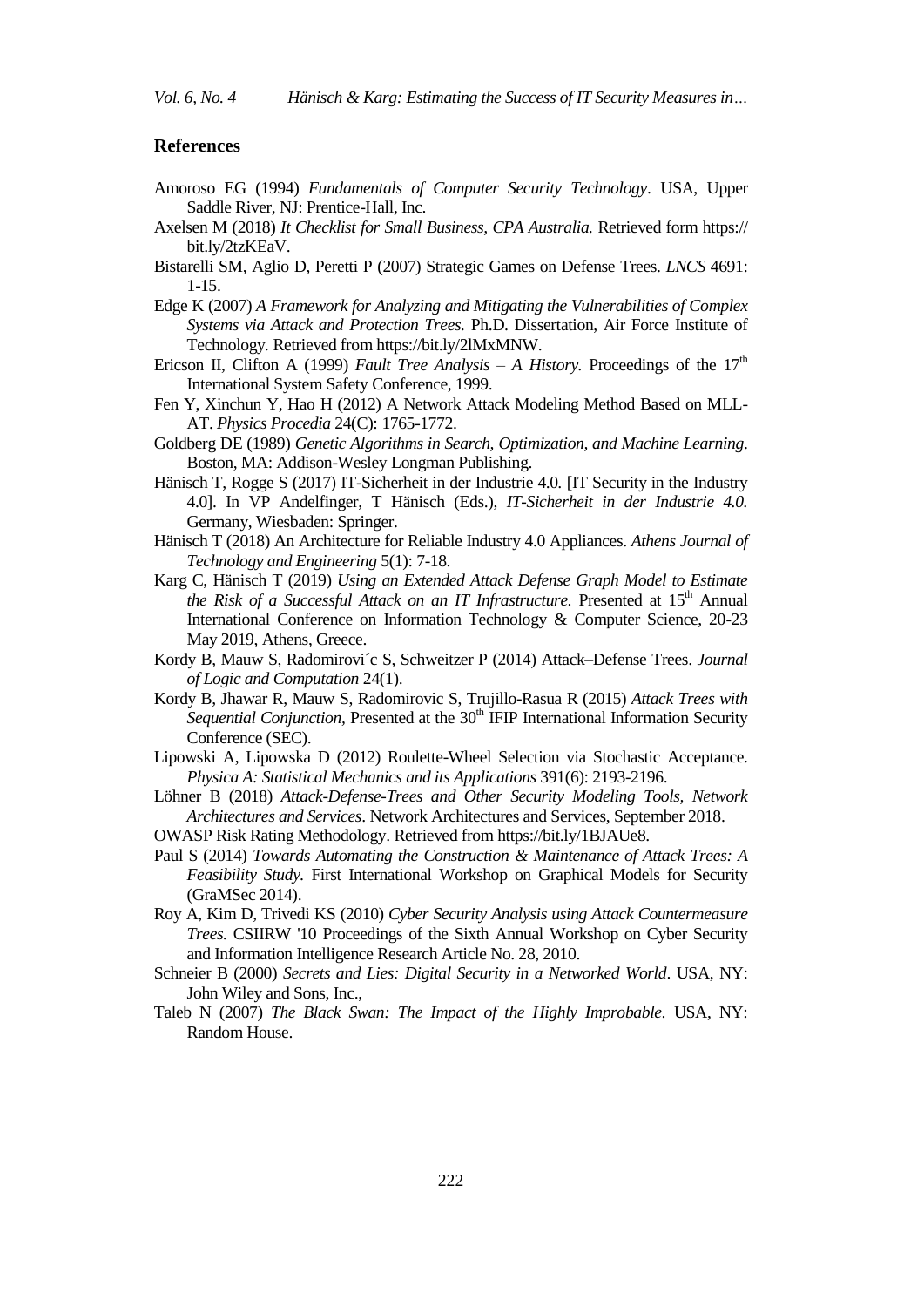## References

Amoroso EG (1994) *Fundamentals of Computer Security Technology*. USA, Upper Saddle River, NJ: Prentice-Hall, Inc.

Axelsen M (2018) *It Checklist for Small Business, CPA Australia.* Retrieved form https://bit.ly/2tzKEaV.

Bistarelli SM, Aglio D, Peretti P (2007) Strategic Games on Defense Trees. *LNCS* 4691: 1-15.

Edge K (2007) *A Framework for Analyzing and Mitigating the Vulnerabilities of Complex Systems via Attack and Protection Trees.* Ph.D. Dissertation, Air Force Institute of Technology. Retrieved from https://bit.ly/2lMxMNW.

Ericson II, Clifton A (1999) *Fault Tree Analysis – A History.* Proceedings of the 17th International System Safety Conference, 1999.

Fen Y, Xinchun Y, Hao H (2012) A Network Attack Modeling Method Based on MLL-AT. *Physics Procedia* 24(C): 1765-1772.

Goldberg DE (1989) *Genetic Algorithms in Search, Optimization, and Machine Learning*. Boston, MA: Addison-Wesley Longman Publishing.

Hänisch T, Rogge S (2017) IT-Sicherheit in der Industrie 4.0. [IT Security in the Industry 4.0]. In VP Andelfinger, T Hänisch (Eds.), *IT-Sicherheit in der Industrie 4.0.* Germany, Wiesbaden: Springer.

Hänisch T (2018) An Architecture for Reliable Industry 4.0 Appliances. *Athens Journal of Technology and Engineering* 5(1): 7-18.

Karg C, Hänisch T (2019) *Using an Extended Attack Defense Graph Model to Estimate the Risk of a Successful Attack on an IT Infrastructure.* Presented at 15th Annual International Conference on Information Technology & Computer Science, 20-23 May 2019, Athens, Greece.

Kordy B, Mauw S, Radomirovi´c S, Schweitzer P (2014) Attack–Defense Trees. *Journal of Logic and Computation* 24(1).

Kordy B, Jhawar R, Mauw S, Radomirovic S, Trujillo-Rasua R (2015) *Attack Trees with Sequential Conjunction*, Presented at the 30th IFIP International Information Security Conference (SEC).

Lipowski A, Lipowska D (2012) Roulette-Wheel Selection via Stochastic Acceptance. *Physica A: Statistical Mechanics and its Applications* 391(6): 2193-2196.

Löhner B (2018) *Attack-Defense-Trees and Other Security Modeling Tools, Network Architectures and Services*. Network Architectures and Services, September 2018.

OWASP Risk Rating Methodology. Retrieved from https://bit.ly/1BJAUe8.

Paul S (2014) *Towards Automating the Construction & Maintenance of Attack Trees: A Feasibility Study.* First International Workshop on Graphical Models for Security (GraMSec 2014).

Roy A, Kim D, Trivedi KS (2010) *Cyber Security Analysis using Attack Countermeasure Trees.* CSIIRW '10 Proceedings of the Sixth Annual Workshop on Cyber Security and Information Intelligence Research Article No. 28, 2010.

Schneier B (2000) *Secrets and Lies: Digital Security in a Networked World*. USA, NY: John Wiley and Sons, Inc.,

Taleb N (2007) *The Black Swan: The Impact of the Highly Improbable*. USA, NY: Random House.